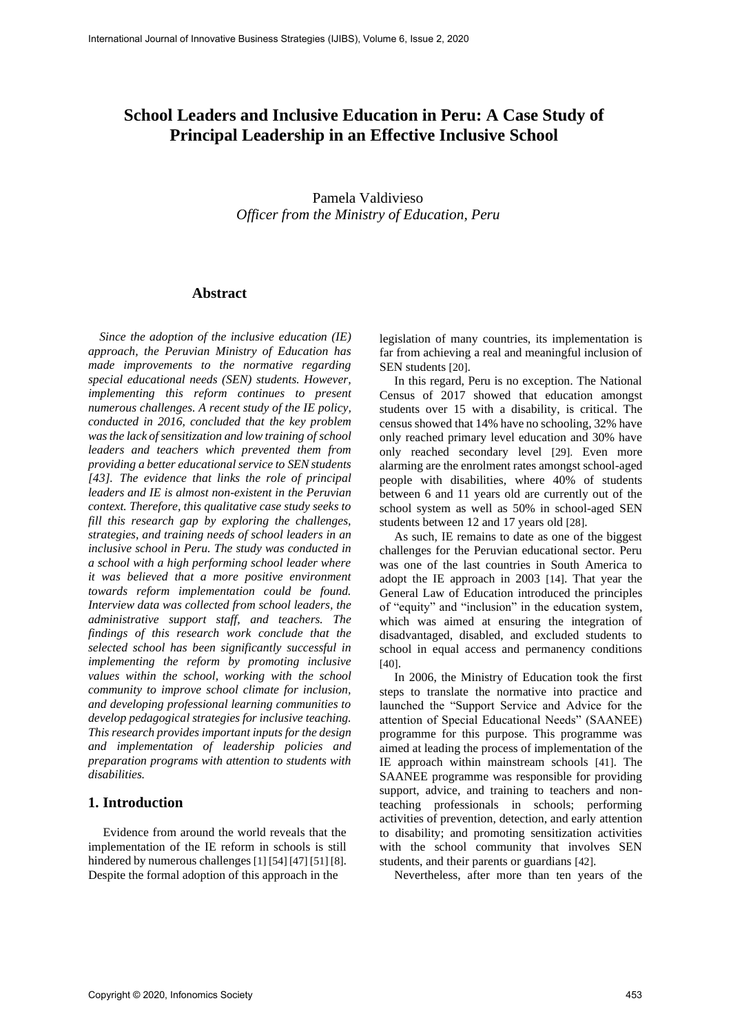# School Leaders and Inclusive Education in Peru: A Case Study of Principal Leadership in an Effective Inclusive School

Pamela Valdivieso
*Officer from the Ministry of Education, Peru*

## Abstract

*Since the adoption of the inclusive education (IE) approach, the Peruvian Ministry of Education has made improvements to the normative regarding special educational needs (SEN) students. However, implementing this reform continues to present numerous challenges. A recent study of the IE policy, conducted in 2016, concluded that the key problem was the lack of sensitization and low training of school leaders and teachers which prevented them from providing a better educational service to SEN students [43]. The evidence that links the role of principal leaders and IE is almost non-existent in the Peruvian context. Therefore, this qualitative case study seeks to fill this research gap by exploring the challenges, strategies, and training needs of school leaders in an inclusive school in Peru. The study was conducted in a school with a high performing school leader where it was believed that a more positive environment towards reform implementation could be found. Interview data was collected from school leaders, the administrative support staff, and teachers. The findings of this research work conclude that the selected school has been significantly successful in implementing the reform by promoting inclusive values within the school, working with the school community to improve school climate for inclusion, and developing professional learning communities to develop pedagogical strategies for inclusive teaching. This research provides important inputs for the design and implementation of leadership policies and preparation programs with attention to students with disabilities.*

## 1. Introduction

Evidence from around the world reveals that the implementation of the IE reform in schools is still hindered by numerous challenges [1] [54] [47] [51] [8]. Despite the formal adoption of this approach in the legislation of many countries, its implementation is far from achieving a real and meaningful inclusion of SEN students [20].

In this regard, Peru is no exception. The National Census of 2017 showed that education amongst students over 15 with a disability, is critical. The census showed that 14% have no schooling, 32% have only reached primary level education and 30% have only reached secondary level [29]. Even more alarming are the enrolment rates amongst school-aged people with disabilities, where 40% of students between 6 and 11 years old are currently out of the school system as well as 50% in school-aged SEN students between 12 and 17 years old [28].

As such, IE remains to date as one of the biggest challenges for the Peruvian educational sector. Peru was one of the last countries in South America to adopt the IE approach in 2003 [14]. That year the General Law of Education introduced the principles of "equity" and "inclusion" in the education system, which was aimed at ensuring the integration of disadvantaged, disabled, and excluded students to school in equal access and permanency conditions [40].

In 2006, the Ministry of Education took the first steps to translate the normative into practice and launched the "Support Service and Advice for the attention of Special Educational Needs" (SAANEE) programme for this purpose. This programme was aimed at leading the process of implementation of the IE approach within mainstream schools [41]. The SAANEE programme was responsible for providing support, advice, and training to teachers and non-teaching professionals in schools; performing activities of prevention, detection, and early attention to disability; and promoting sensitization activities with the school community that involves SEN students, and their parents or guardians [42].

Nevertheless, after more than ten years of the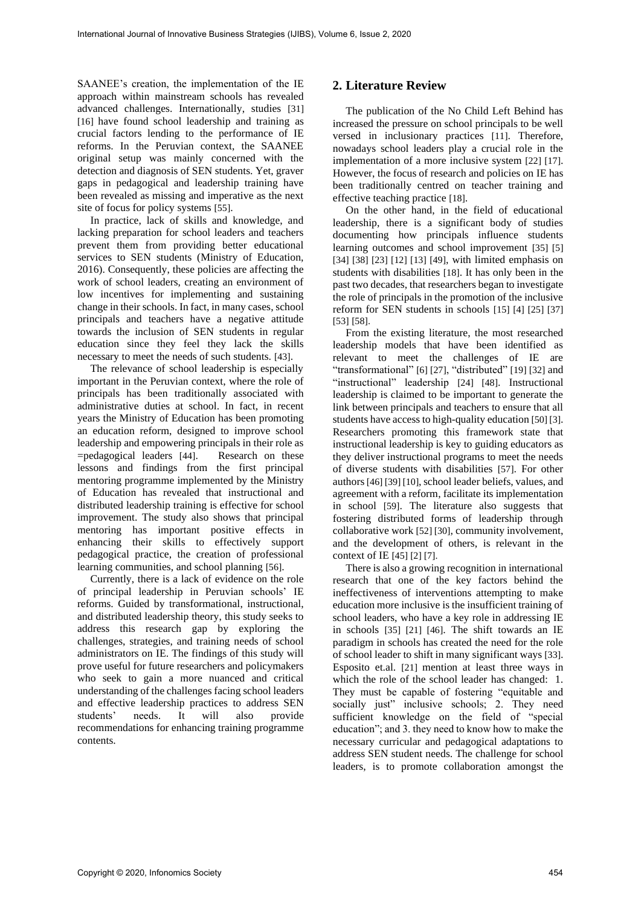SAANEE's creation, the implementation of the IE approach within mainstream schools has revealed advanced challenges. Internationally, studies [31] [16] have found school leadership and training as crucial factors lending to the performance of IE reforms. In the Peruvian context, the SAANEE original setup was mainly concerned with the detection and diagnosis of SEN students. Yet, graver gaps in pedagogical and leadership training have been revealed as missing and imperative as the next site of focus for policy systems [55].

In practice, lack of skills and knowledge, and lacking preparation for school leaders and teachers prevent them from providing better educational services to SEN students (Ministry of Education, 2016). Consequently, these policies are affecting the work of school leaders, creating an environment of low incentives for implementing and sustaining change in their schools. In fact, in many cases, school principals and teachers have a negative attitude towards the inclusion of SEN students in regular education since they feel they lack the skills necessary to meet the needs of such students. [43].

The relevance of school leadership is especially important in the Peruvian context, where the role of principals has been traditionally associated with administrative duties at school. In fact, in recent years the Ministry of Education has been promoting an education reform, designed to improve school leadership and empowering principals in their role as =pedagogical leaders [44]. Research on these lessons and findings from the first principal mentoring programme implemented by the Ministry of Education has revealed that instructional and distributed leadership training is effective for school improvement. The study also shows that principal mentoring has important positive effects in enhancing their skills to effectively support pedagogical practice, the creation of professional learning communities, and school planning [56].

Currently, there is a lack of evidence on the role of principal leadership in Peruvian schools' IE reforms. Guided by transformational, instructional, and distributed leadership theory, this study seeks to address this research gap by exploring the challenges, strategies, and training needs of school administrators on IE. The findings of this study will prove useful for future researchers and policymakers who seek to gain a more nuanced and critical understanding of the challenges facing school leaders and effective leadership practices to address SEN students' needs. It will also provide recommendations for enhancing training programme contents.

## 2. Literature Review

The publication of the No Child Left Behind has increased the pressure on school principals to be well versed in inclusionary practices [11]. Therefore, nowadays school leaders play a crucial role in the implementation of a more inclusive system [22] [17]. However, the focus of research and policies on IE has been traditionally centred on teacher training and effective teaching practice [18].

On the other hand, in the field of educational leadership, there is a significant body of studies documenting how principals influence students learning outcomes and school improvement [35] [5] [34] [38] [23] [12] [13] [49], with limited emphasis on students with disabilities [18]. It has only been in the past two decades, that researchers began to investigate the role of principals in the promotion of the inclusive reform for SEN students in schools [15] [4] [25] [37] [53] [58].

From the existing literature, the most researched leadership models that have been identified as relevant to meet the challenges of IE are "transformational" [6] [27], "distributed" [19] [32] and "instructional" leadership [24] [48]. Instructional leadership is claimed to be important to generate the link between principals and teachers to ensure that all students have access to high-quality education [50] [3]. Researchers promoting this framework state that instructional leadership is key to guiding educators as they deliver instructional programs to meet the needs of diverse students with disabilities [57]. For other authors [46] [39] [10], school leader beliefs, values, and agreement with a reform, facilitate its implementation in school [59]. The literature also suggests that fostering distributed forms of leadership through collaborative work [52] [30], community involvement, and the development of others, is relevant in the context of IE [45] [2] [7].

There is also a growing recognition in international research that one of the key factors behind the ineffectiveness of interventions attempting to make education more inclusive is the insufficient training of school leaders, who have a key role in addressing IE in schools [35] [21] [46]. The shift towards an IE paradigm in schools has created the need for the role of school leader to shift in many significant ways [33]. Esposito et.al. [21] mention at least three ways in which the role of the school leader has changed: 1. They must be capable of fostering "equitable and socially just" inclusive schools; 2. They need sufficient knowledge on the field of "special education"; and 3. they need to know how to make the necessary curricular and pedagogical adaptations to address SEN student needs. The challenge for school leaders, is to promote collaboration amongst the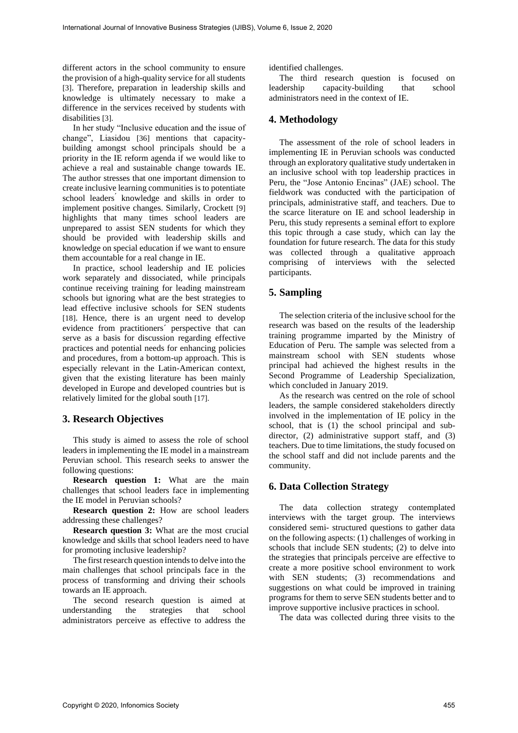different actors in the school community to ensure the provision of a high-quality service for all students [3]. Therefore, preparation in leadership skills and knowledge is ultimately necessary to make a difference in the services received by students with disabilities [3].

In her study "Inclusive education and the issue of change", Liasidou [36] mentions that capacity-building amongst school principals should be a priority in the IE reform agenda if we would like to achieve a real and sustainable change towards IE. The author stresses that one important dimension to create inclusive learning communities is to potentiate school leaders´ knowledge and skills in order to implement positive changes. Similarly, Crockett [9] highlights that many times school leaders are unprepared to assist SEN students for which they should be provided with leadership skills and knowledge on special education if we want to ensure them accountable for a real change in IE.

In practice, school leadership and IE policies work separately and dissociated, while principals continue receiving training for leading mainstream schools but ignoring what are the best strategies to lead effective inclusive schools for SEN students [18]. Hence, there is an urgent need to develop evidence from practitioners´ perspective that can serve as a basis for discussion regarding effective practices and potential needs for enhancing policies and procedures, from a bottom-up approach. This is especially relevant in the Latin-American context, given that the existing literature has been mainly developed in Europe and developed countries but is relatively limited for the global south [17].

## 3. Research Objectives

This study is aimed to assess the role of school leaders in implementing the IE model in a mainstream Peruvian school. This research seeks to answer the following questions:

**Research question 1:** What are the main challenges that school leaders face in implementing the IE model in Peruvian schools?

**Research question 2:** How are school leaders addressing these challenges?

**Research question 3:** What are the most crucial knowledge and skills that school leaders need to have for promoting inclusive leadership?

The first research question intends to delve into the main challenges that school principals face in the process of transforming and driving their schools towards an IE approach.

The second research question is aimed at understanding the strategies that school administrators perceive as effective to address the identified challenges.

The third research question is focused on leadership capacity-building that school administrators need in the context of IE.

## 4. Methodology

The assessment of the role of school leaders in implementing IE in Peruvian schools was conducted through an exploratory qualitative study undertaken in an inclusive school with top leadership practices in Peru, the "Jose Antonio Encinas" (JAE) school. The fieldwork was conducted with the participation of principals, administrative staff, and teachers. Due to the scarce literature on IE and school leadership in Peru, this study represents a seminal effort to explore this topic through a case study, which can lay the foundation for future research. The data for this study was collected through a qualitative approach comprising of interviews with the selected participants.

## 5. Sampling

The selection criteria of the inclusive school for the research was based on the results of the leadership training programme imparted by the Ministry of Education of Peru. The sample was selected from a mainstream school with SEN students whose principal had achieved the highest results in the Second Programme of Leadership Specialization, which concluded in January 2019.

As the research was centred on the role of school leaders, the sample considered stakeholders directly involved in the implementation of IE policy in the school, that is (1) the school principal and sub-director, (2) administrative support staff, and (3) teachers. Due to time limitations, the study focused on the school staff and did not include parents and the community.

## 6. Data Collection Strategy

The data collection strategy contemplated interviews with the target group. The interviews considered semi- structured questions to gather data on the following aspects: (1) challenges of working in schools that include SEN students; (2) to delve into the strategies that principals perceive are effective to create a more positive school environment to work with SEN students; (3) recommendations and suggestions on what could be improved in training programs for them to serve SEN students better and to improve supportive inclusive practices in school.

The data was collected during three visits to the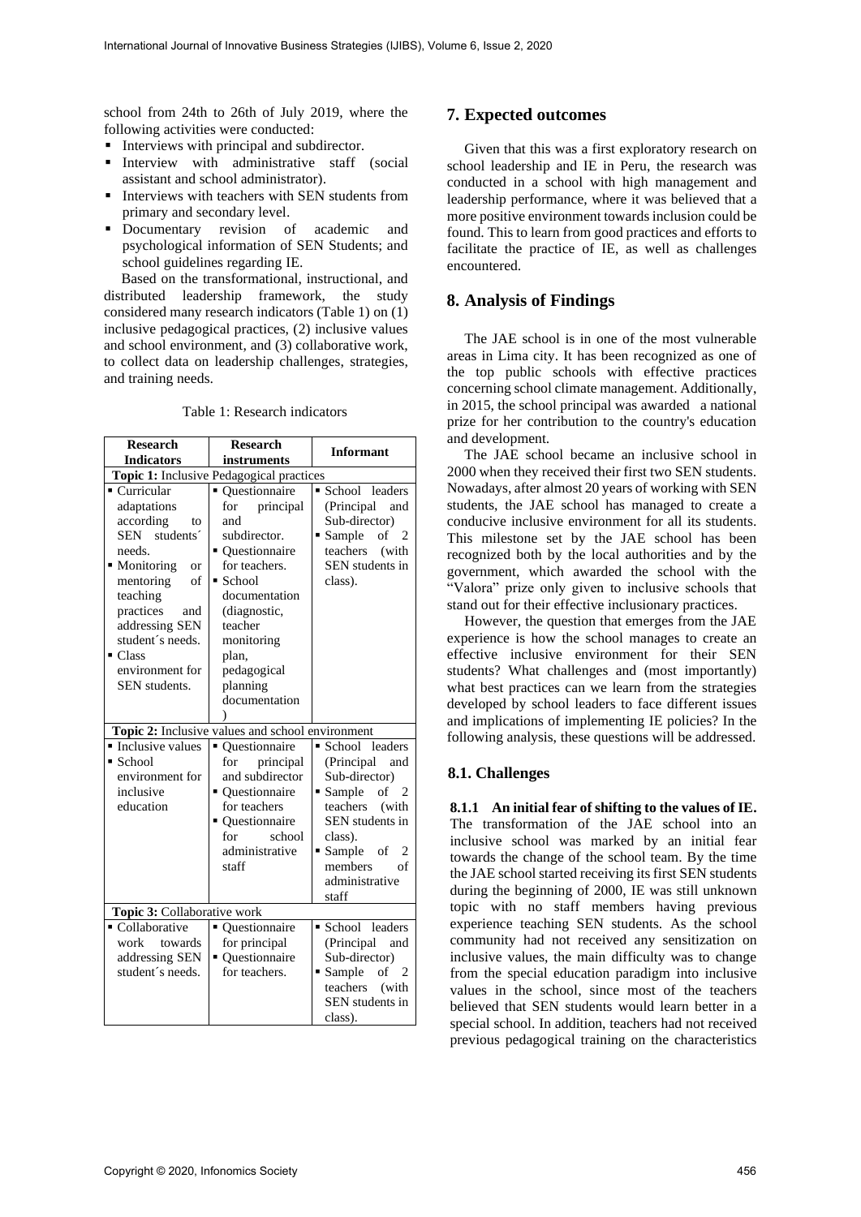school from 24th to 26th of July 2019, where the following activities were conducted:

- Interviews with principal and subdirector.
- Interview with administrative staff (social assistant and school administrator).
- Interviews with teachers with SEN students from primary and secondary level.
- Documentary revision of academic and psychological information of SEN Students; and school guidelines regarding IE.

Based on the transformational, instructional, and distributed leadership framework, the study considered many research indicators (Table 1) on (1) inclusive pedagogical practices, (2) inclusive values and school environment, and (3) collaborative work, to collect data on leadership challenges, strategies, and training needs.

Table 1: Research indicators

| Research Indicators | Research instruments | Informant |
|---|---|---|
| **Topic 1:** Inclusive Pedagogical practices | | |
| ▪ Curricular adaptations according to SEN students´ needs.<br>▪ Monitoring or mentoring of teaching practices and addressing SEN student´s needs.<br>▪ Class environment for SEN students. | ▪ Questionnaire for principal and subdirector.<br>▪ Questionnaire for teachers.<br>▪ School documentation (diagnostic, teacher monitoring plan, pedagogical planning documentation) | ▪ School leaders (Principal and Sub-director)<br>▪ Sample of 2 teachers (with SEN students in class). |
| **Topic 2:** Inclusive values and school environment | | |
| ▪ Inclusive values<br>▪ School environment for inclusive education | ▪ Questionnaire for principal and subdirector<br>▪ Questionnaire for teachers<br>▪ Questionnaire for school administrative staff | ▪ School leaders (Principal and Sub-director)<br>▪ Sample of 2 teachers (with SEN students in class).<br>▪ Sample of 2 members of administrative staff |
| **Topic 3:** Collaborative work | | |
| ▪ Collaborative work towards addressing SEN student´s needs. | ▪ Questionnaire for principal<br>▪ Questionnaire for teachers. | ▪ School leaders (Principal and Sub-director)<br>▪ Sample of 2 teachers (with SEN students in class). |

## 7. Expected outcomes

Given that this was a first exploratory research on school leadership and IE in Peru, the research was conducted in a school with high management and leadership performance, where it was believed that a more positive environment towards inclusion could be found. This to learn from good practices and efforts to facilitate the practice of IE, as well as challenges encountered.

## 8. Analysis of Findings

The JAE school is in one of the most vulnerable areas in Lima city. It has been recognized as one of the top public schools with effective practices concerning school climate management. Additionally, in 2015, the school principal was awarded a national prize for her contribution to the country's education and development.

The JAE school became an inclusive school in 2000 when they received their first two SEN students. Nowadays, after almost 20 years of working with SEN students, the JAE school has managed to create a conducive inclusive environment for all its students. This milestone set by the JAE school has been recognized both by the local authorities and by the government, which awarded the school with the "Valora" prize only given to inclusive schools that stand out for their effective inclusionary practices.

However, the question that emerges from the JAE experience is how the school manages to create an effective inclusive environment for their SEN students? What challenges and (most importantly) what best practices can we learn from the strategies developed by school leaders to face different issues and implications of implementing IE policies? In the following analysis, these questions will be addressed.

### 8.1. Challenges

**8.1.1 An initial fear of shifting to the values of IE.** The transformation of the JAE school into an inclusive school was marked by an initial fear towards the change of the school team. By the time the JAE school started receiving its first SEN students during the beginning of 2000, IE was still unknown topic with no staff members having previous experience teaching SEN students. As the school community had not received any sensitization on inclusive values, the main difficulty was to change from the special education paradigm into inclusive values in the school, since most of the teachers believed that SEN students would learn better in a special school. In addition, teachers had not received previous pedagogical training on the characteristics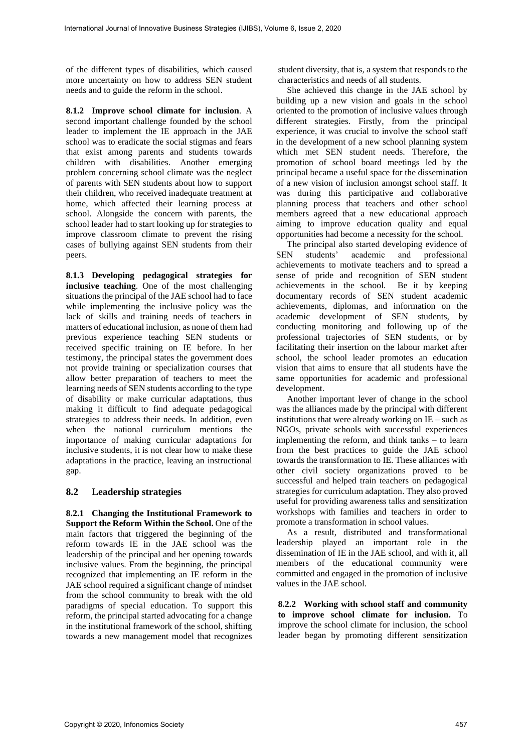of the different types of disabilities, which caused more uncertainty on how to address SEN student needs and to guide the reform in the school.

**8.1.2 Improve school climate for inclusion**. A second important challenge founded by the school leader to implement the IE approach in the JAE school was to eradicate the social stigmas and fears that exist among parents and students towards children with disabilities. Another emerging problem concerning school climate was the neglect of parents with SEN students about how to support their children, who received inadequate treatment at home, which affected their learning process at school. Alongside the concern with parents, the school leader had to start looking up for strategies to improve classroom climate to prevent the rising cases of bullying against SEN students from their peers.

**8.1.3 Developing pedagogical strategies for inclusive teaching**. One of the most challenging situations the principal of the JAE school had to face while implementing the inclusive policy was the lack of skills and training needs of teachers in matters of educational inclusion, as none of them had previous experience teaching SEN students or received specific training on IE before. In her testimony, the principal states the government does not provide training or specialization courses that allow better preparation of teachers to meet the learning needs of SEN students according to the type of disability or make curricular adaptations, thus making it difficult to find adequate pedagogical strategies to address their needs. In addition, even when the national curriculum mentions the importance of making curricular adaptations for inclusive students, it is not clear how to make these adaptations in the practice, leaving an instructional gap.

## 8.2 Leadership strategies

**8.2.1 Changing the Institutional Framework to Support the Reform Within the School.** One of the main factors that triggered the beginning of the reform towards IE in the JAE school was the leadership of the principal and her opening towards inclusive values. From the beginning, the principal recognized that implementing an IE reform in the JAE school required a significant change of mindset from the school community to break with the old paradigms of special education. To support this reform, the principal started advocating for a change in the institutional framework of the school, shifting towards a new management model that recognizes student diversity, that is, a system that responds to the characteristics and needs of all students.

She achieved this change in the JAE school by building up a new vision and goals in the school oriented to the promotion of inclusive values through different strategies. Firstly, from the principal experience, it was crucial to involve the school staff in the development of a new school planning system which met SEN student needs. Therefore, the promotion of school board meetings led by the principal became a useful space for the dissemination of a new vision of inclusion amongst school staff. It was during this participative and collaborative planning process that teachers and other school members agreed that a new educational approach aiming to improve education quality and equal opportunities had become a necessity for the school.

The principal also started developing evidence of SEN students' academic and professional achievements to motivate teachers and to spread a sense of pride and recognition of SEN student achievements in the school. Be it by keeping documentary records of SEN student academic achievements, diplomas, and information on the academic development of SEN students, by conducting monitoring and following up of the professional trajectories of SEN students, or by facilitating their insertion on the labour market after school, the school leader promotes an education vision that aims to ensure that all students have the same opportunities for academic and professional development.

Another important lever of change in the school was the alliances made by the principal with different institutions that were already working on IE – such as NGOs, private schools with successful experiences implementing the reform, and think tanks – to learn from the best practices to guide the JAE school towards the transformation to IE. These alliances with other civil society organizations proved to be successful and helped train teachers on pedagogical strategies for curriculum adaptation. They also proved useful for providing awareness talks and sensitization workshops with families and teachers in order to promote a transformation in school values.

As a result, distributed and transformational leadership played an important role in the dissemination of IE in the JAE school, and with it, all members of the educational community were committed and engaged in the promotion of inclusive values in the JAE school.

**8.2.2 Working with school staff and community to improve school climate for inclusion.** To improve the school climate for inclusion, the school leader began by promoting different sensitization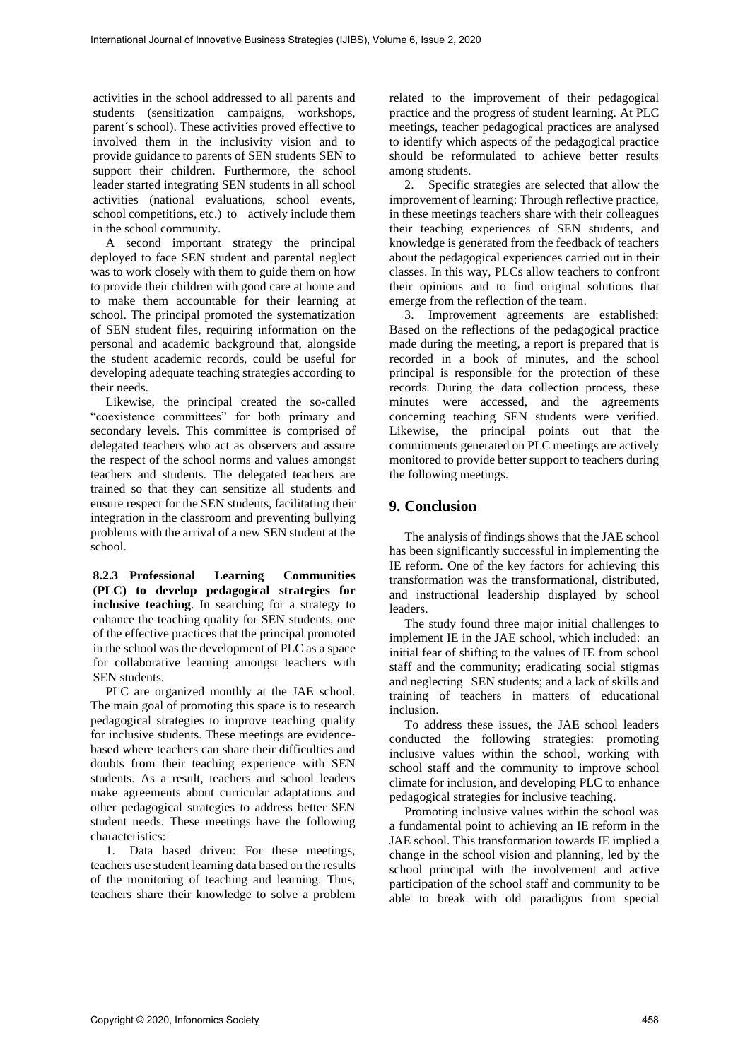activities in the school addressed to all parents and students (sensitization campaigns, workshops, parent´s school). These activities proved effective to involved them in the inclusivity vision and to provide guidance to parents of SEN students SEN to support their children. Furthermore, the school leader started integrating SEN students in all school activities (national evaluations, school events, school competitions, etc.) to actively include them in the school community.

A second important strategy the principal deployed to face SEN student and parental neglect was to work closely with them to guide them on how to provide their children with good care at home and to make them accountable for their learning at school. The principal promoted the systematization of SEN student files, requiring information on the personal and academic background that, alongside the student academic records, could be useful for developing adequate teaching strategies according to their needs.

Likewise, the principal created the so-called "coexistence committees" for both primary and secondary levels. This committee is comprised of delegated teachers who act as observers and assure the respect of the school norms and values amongst teachers and students. The delegated teachers are trained so that they can sensitize all students and ensure respect for the SEN students, facilitating their integration in the classroom and preventing bullying problems with the arrival of a new SEN student at the school.

**8.2.3 Professional Learning Communities (PLC) to develop pedagogical strategies for inclusive teaching**. In searching for a strategy to enhance the teaching quality for SEN students, one of the effective practices that the principal promoted in the school was the development of PLC as a space for collaborative learning amongst teachers with SEN students.

PLC are organized monthly at the JAE school. The main goal of promoting this space is to research pedagogical strategies to improve teaching quality for inclusive students. These meetings are evidence-based where teachers can share their difficulties and doubts from their teaching experience with SEN students. As a result, teachers and school leaders make agreements about curricular adaptations and other pedagogical strategies to address better SEN student needs. These meetings have the following characteristics:

1. Data based driven: For these meetings, teachers use student learning data based on the results of the monitoring of teaching and learning. Thus, teachers share their knowledge to solve a problem related to the improvement of their pedagogical practice and the progress of student learning. At PLC meetings, teacher pedagogical practices are analysed to identify which aspects of the pedagogical practice should be reformulated to achieve better results among students.
2. Specific strategies are selected that allow the improvement of learning: Through reflective practice, in these meetings teachers share with their colleagues their teaching experiences of SEN students, and knowledge is generated from the feedback of teachers about the pedagogical experiences carried out in their classes. In this way, PLCs allow teachers to confront their opinions and to find original solutions that emerge from the reflection of the team.
3. Improvement agreements are established: Based on the reflections of the pedagogical practice made during the meeting, a report is prepared that is recorded in a book of minutes, and the school principal is responsible for the protection of these records. During the data collection process, these minutes were accessed, and the agreements concerning teaching SEN students were verified. Likewise, the principal points out that the commitments generated on PLC meetings are actively monitored to provide better support to teachers during the following meetings.

## 9. Conclusion

The analysis of findings shows that the JAE school has been significantly successful in implementing the IE reform. One of the key factors for achieving this transformation was the transformational, distributed, and instructional leadership displayed by school leaders.

The study found three major initial challenges to implement IE in the JAE school, which included: an initial fear of shifting to the values of IE from school staff and the community; eradicating social stigmas and neglecting SEN students; and a lack of skills and training of teachers in matters of educational inclusion.

To address these issues, the JAE school leaders conducted the following strategies: promoting inclusive values within the school, working with school staff and the community to improve school climate for inclusion, and developing PLC to enhance pedagogical strategies for inclusive teaching.

Promoting inclusive values within the school was a fundamental point to achieving an IE reform in the JAE school. This transformation towards IE implied a change in the school vision and planning, led by the school principal with the involvement and active participation of the school staff and community to be able to break with old paradigms from special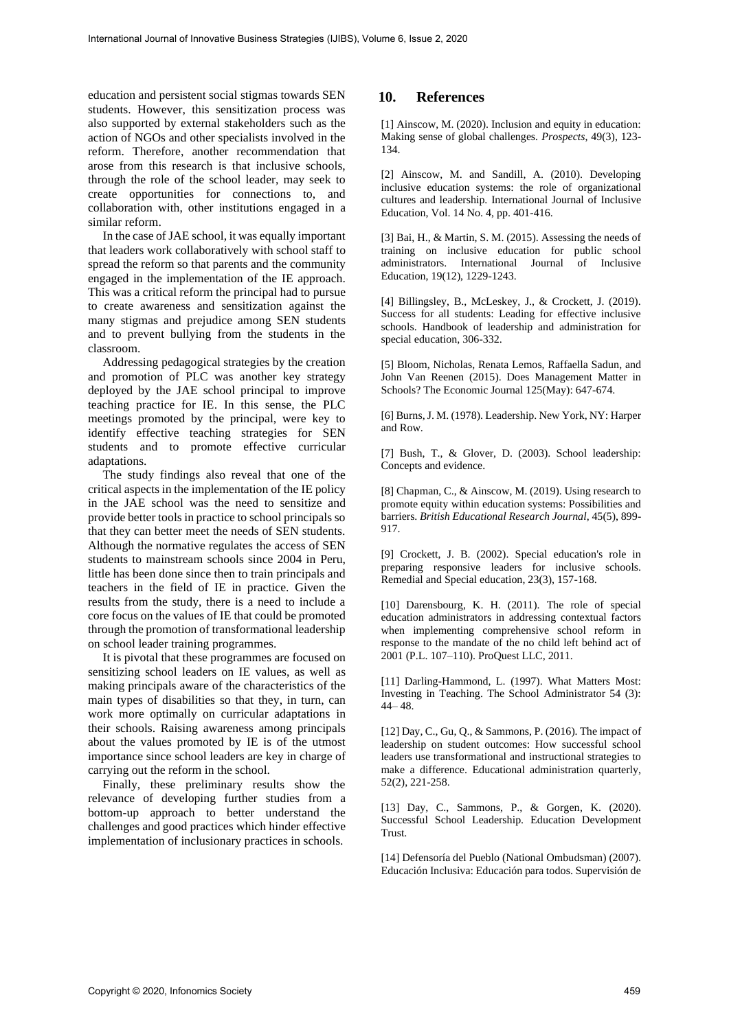education and persistent social stigmas towards SEN students. However, this sensitization process was also supported by external stakeholders such as the action of NGOs and other specialists involved in the reform. Therefore, another recommendation that arose from this research is that inclusive schools, through the role of the school leader, may seek to create opportunities for connections to, and collaboration with, other institutions engaged in a similar reform.

In the case of JAE school, it was equally important that leaders work collaboratively with school staff to spread the reform so that parents and the community engaged in the implementation of the IE approach. This was a critical reform the principal had to pursue to create awareness and sensitization against the many stigmas and prejudice among SEN students and to prevent bullying from the students in the classroom.

Addressing pedagogical strategies by the creation and promotion of PLC was another key strategy deployed by the JAE school principal to improve teaching practice for IE. In this sense, the PLC meetings promoted by the principal, were key to identify effective teaching strategies for SEN students and to promote effective curricular adaptations.

The study findings also reveal that one of the critical aspects in the implementation of the IE policy in the JAE school was the need to sensitize and provide better tools in practice to school principals so that they can better meet the needs of SEN students. Although the normative regulates the access of SEN students to mainstream schools since 2004 in Peru, little has been done since then to train principals and teachers in the field of IE in practice. Given the results from the study, there is a need to include a core focus on the values of IE that could be promoted through the promotion of transformational leadership on school leader training programmes.

It is pivotal that these programmes are focused on sensitizing school leaders on IE values, as well as making principals aware of the characteristics of the main types of disabilities so that they, in turn, can work more optimally on curricular adaptations in their schools. Raising awareness among principals about the values promoted by IE is of the utmost importance since school leaders are key in charge of carrying out the reform in the school.

Finally, these preliminary results show the relevance of developing further studies from a bottom-up approach to better understand the challenges and good practices which hinder effective implementation of inclusionary practices in schools.

## 10. References

[1] Ainscow, M. (2020). Inclusion and equity in education: Making sense of global challenges. *Prospects*, 49(3), 123-134.

[2] Ainscow, M. and Sandill, A. (2010). Developing inclusive education systems: the role of organizational cultures and leadership. International Journal of Inclusive Education, Vol. 14 No. 4, pp. 401-416.

[3] Bai, H., & Martin, S. M. (2015). Assessing the needs of training on inclusive education for public school administrators. International Journal of Inclusive Education, 19(12), 1229-1243.

[4] Billingsley, B., McLeskey, J., & Crockett, J. (2019). Success for all students: Leading for effective inclusive schools. Handbook of leadership and administration for special education, 306-332.

[5] Bloom, Nicholas, Renata Lemos, Raffaella Sadun, and John Van Reenen (2015). Does Management Matter in Schools? The Economic Journal 125(May): 647-674.

[6] Burns, J. M. (1978). Leadership. New York, NY: Harper and Row.

[7] Bush, T., & Glover, D. (2003). School leadership: Concepts and evidence.

[8] Chapman, C., & Ainscow, M. (2019). Using research to promote equity within education systems: Possibilities and barriers. *British Educational Research Journal*, 45(5), 899-917.

[9] Crockett, J. B. (2002). Special education's role in preparing responsive leaders for inclusive schools. Remedial and Special education, 23(3), 157-168.

[10] Darensbourg, K. H. (2011). The role of special education administrators in addressing contextual factors when implementing comprehensive school reform in response to the mandate of the no child left behind act of 2001 (P.L. 107–110). ProQuest LLC, 2011.

[11] Darling-Hammond, L. (1997). What Matters Most: Investing in Teaching. The School Administrator 54 (3): 44– 48.

[12] Day, C., Gu, Q., & Sammons, P. (2016). The impact of leadership on student outcomes: How successful school leaders use transformational and instructional strategies to make a difference. Educational administration quarterly, 52(2), 221-258.

[13] Day, C., Sammons, P., & Gorgen, K. (2020). Successful School Leadership. Education Development Trust.

[14] Defensoría del Pueblo (National Ombudsman) (2007). Educación Inclusiva: Educación para todos. Supervisión de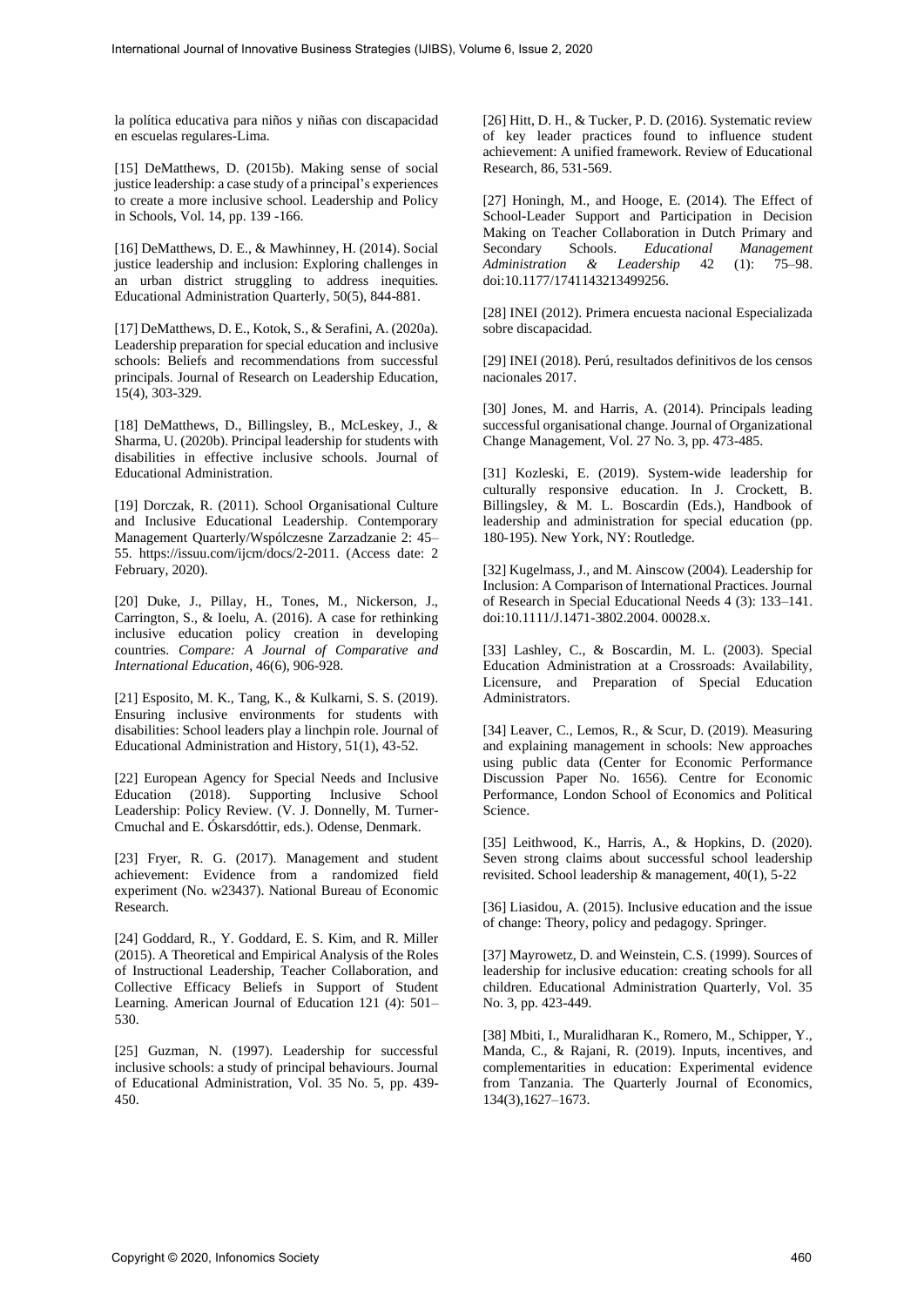la política educativa para niños y niñas con discapacidad en escuelas regulares-Lima.

[15] DeMatthews, D. (2015b). Making sense of social justice leadership: a case study of a principal's experiences to create a more inclusive school. Leadership and Policy in Schools, Vol. 14, pp. 139 -166.

[16] DeMatthews, D. E., & Mawhinney, H. (2014). Social justice leadership and inclusion: Exploring challenges in an urban district struggling to address inequities. Educational Administration Quarterly, 50(5), 844-881.

[17] DeMatthews, D. E., Kotok, S., & Serafini, A. (2020a). Leadership preparation for special education and inclusive schools: Beliefs and recommendations from successful principals. Journal of Research on Leadership Education, 15(4), 303-329.

[18] DeMatthews, D., Billingsley, B., McLeskey, J., & Sharma, U. (2020b). Principal leadership for students with disabilities in effective inclusive schools. Journal of Educational Administration.

[19] Dorczak, R. (2011). School Organisational Culture and Inclusive Educational Leadership. Contemporary Management Quarterly/Wspólczesne Zarzadzanie 2: 45–55. https://issuu.com/ijcm/docs/2-2011. (Access date: 2 February, 2020).

[20] Duke, J., Pillay, H., Tones, M., Nickerson, J., Carrington, S., & Ioelu, A. (2016). A case for rethinking inclusive education policy creation in developing countries. *Compare: A Journal of Comparative and International Education*, 46(6), 906-928.

[21] Esposito, M. K., Tang, K., & Kulkarni, S. S. (2019). Ensuring inclusive environments for students with disabilities: School leaders play a linchpin role. Journal of Educational Administration and History, 51(1), 43-52.

[22] European Agency for Special Needs and Inclusive Education (2018). Supporting Inclusive School Leadership: Policy Review. (V. J. Donnelly, M. Turner-Cmuchal and E. Óskarsdóttir, eds.). Odense, Denmark.

[23] Fryer, R. G. (2017). Management and student achievement: Evidence from a randomized field experiment (No. w23437). National Bureau of Economic Research.

[24] Goddard, R., Y. Goddard, E. S. Kim, and R. Miller (2015). A Theoretical and Empirical Analysis of the Roles of Instructional Leadership, Teacher Collaboration, and Collective Efficacy Beliefs in Support of Student Learning. American Journal of Education 121 (4): 501–530.

[25] Guzman, N. (1997). Leadership for successful inclusive schools: a study of principal behaviours. Journal of Educational Administration, Vol. 35 No. 5, pp. 439-450.

[26] Hitt, D. H., & Tucker, P. D. (2016). Systematic review of key leader practices found to influence student achievement: A unified framework. Review of Educational Research, 86, 531-569.

[27] Honingh, M., and Hooge, E. (2014). The Effect of School-Leader Support and Participation in Decision Making on Teacher Collaboration in Dutch Primary and Secondary Schools. *Educational Management Administration & Leadership* 42 (1): 75–98. doi:10.1177/1741143213499256.

[28] INEI (2012). Primera encuesta nacional Especializada sobre discapacidad.

[29] INEI (2018). Perú, resultados definitivos de los censos nacionales 2017.

[30] Jones, M. and Harris, A. (2014). Principals leading successful organisational change. Journal of Organizational Change Management, Vol. 27 No. 3, pp. 473-485.

[31] Kozleski, E. (2019). System-wide leadership for culturally responsive education. In J. Crockett, B. Billingsley, & M. L. Boscardin (Eds.), Handbook of leadership and administration for special education (pp. 180-195). New York, NY: Routledge.

[32] Kugelmass, J., and M. Ainscow (2004). Leadership for Inclusion: A Comparison of International Practices. Journal of Research in Special Educational Needs 4 (3): 133–141. doi:10.1111/J.1471-3802.2004. 00028.x.

[33] Lashley, C., & Boscardin, M. L. (2003). Special Education Administration at a Crossroads: Availability, Licensure, and Preparation of Special Education Administrators.

[34] Leaver, C., Lemos, R., & Scur, D. (2019). Measuring and explaining management in schools: New approaches using public data (Center for Economic Performance Discussion Paper No. 1656). Centre for Economic Performance, London School of Economics and Political Science.

[35] Leithwood, K., Harris, A., & Hopkins, D. (2020). Seven strong claims about successful school leadership revisited. School leadership & management, 40(1), 5-22

[36] Liasidou, A. (2015). Inclusive education and the issue of change: Theory, policy and pedagogy. Springer.

[37] Mayrowetz, D. and Weinstein, C.S. (1999). Sources of leadership for inclusive education: creating schools for all children. Educational Administration Quarterly, Vol. 35 No. 3, pp. 423-449.

[38] Mbiti, I., Muralidharan K., Romero, M., Schipper, Y., Manda, C., & Rajani, R. (2019). Inputs, incentives, and complementarities in education: Experimental evidence from Tanzania. The Quarterly Journal of Economics, 134(3),1627–1673.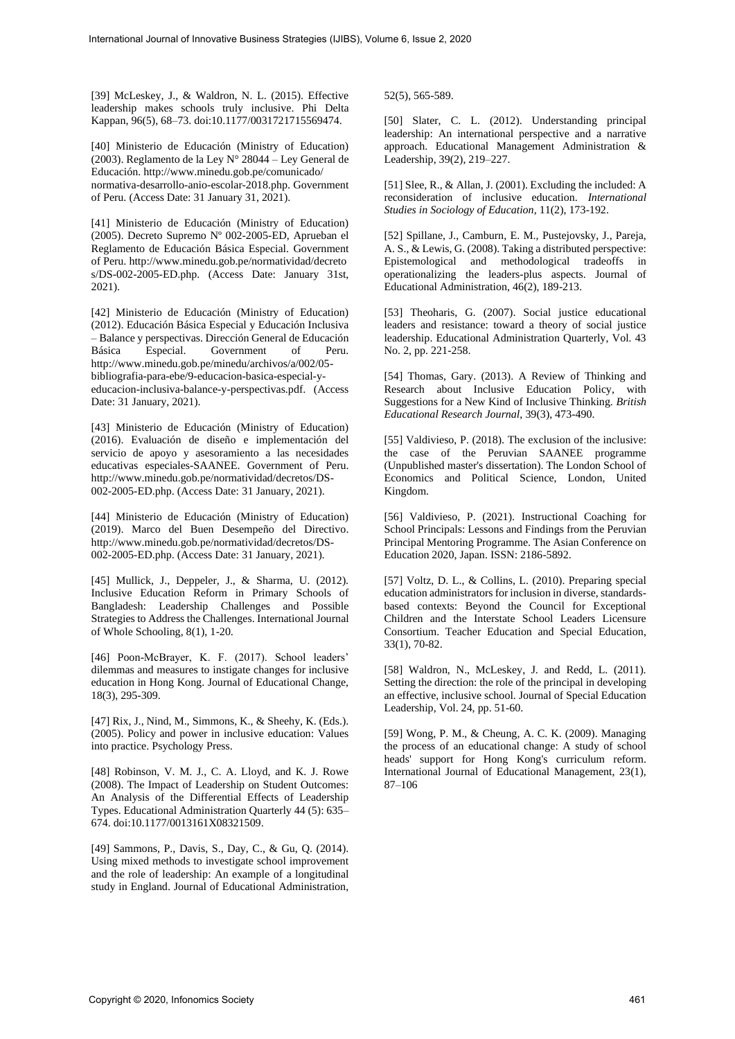[39] McLeskey, J., & Waldron, N. L. (2015). Effective leadership makes schools truly inclusive. Phi Delta Kappan, 96(5), 68–73. doi:10.1177/0031721715569474.

[40] Ministerio de Educación (Ministry of Education) (2003). Reglamento de la Ley N° 28044 – Ley General de Educación. http://www.minedu.gob.pe/comunicado/ normativa-desarrollo-anio-escolar-2018.php. Government of Peru. (Access Date: 31 January 31, 2021).

[41] Ministerio de Educación (Ministry of Education) (2005). Decreto Supremo Nº 002-2005-ED, Aprueban el Reglamento de Educación Básica Especial. Government of Peru. http://www.minedu.gob.pe/normatividad/decretos/DS-002-2005-ED.php. (Access Date: January 31st, 2021).

[42] Ministerio de Educación (Ministry of Education) (2012). Educación Básica Especial y Educación Inclusiva – Balance y perspectivas. Dirección General de Educación Básica Especial. Government of Peru. http://www.minedu.gob.pe/minedu/archivos/a/002/05-bibliografia-para-ebe/9-educacion-basica-especial-y-educacion-inclusiva-balance-y-perspectivas.pdf. (Access Date: 31 January, 2021).

[43] Ministerio de Educación (Ministry of Education) (2016). Evaluación de diseño e implementación del servicio de apoyo y asesoramiento a las necesidades educativas especiales-SAANEE. Government of Peru. http://www.minedu.gob.pe/normatividad/decretos/DS-002-2005-ED.php. (Access Date: 31 January, 2021).

[44] Ministerio de Educación (Ministry of Education) (2019). Marco del Buen Desempeño del Directivo. http://www.minedu.gob.pe/normatividad/decretos/DS-002-2005-ED.php. (Access Date: 31 January, 2021).

[45] Mullick, J., Deppeler, J., & Sharma, U. (2012). Inclusive Education Reform in Primary Schools of Bangladesh: Leadership Challenges and Possible Strategies to Address the Challenges. International Journal of Whole Schooling, 8(1), 1-20.

[46] Poon-McBrayer, K. F. (2017). School leaders' dilemmas and measures to instigate changes for inclusive education in Hong Kong. Journal of Educational Change, 18(3), 295-309.

[47] Rix, J., Nind, M., Simmons, K., & Sheehy, K. (Eds.). (2005). Policy and power in inclusive education: Values into practice. Psychology Press.

[48] Robinson, V. M. J., C. A. Lloyd, and K. J. Rowe (2008). The Impact of Leadership on Student Outcomes: An Analysis of the Differential Effects of Leadership Types. Educational Administration Quarterly 44 (5): 635–674. doi:10.1177/0013161X08321509.

[49] Sammons, P., Davis, S., Day, C., & Gu, Q. (2014). Using mixed methods to investigate school improvement and the role of leadership: An example of a longitudinal study in England. Journal of Educational Administration, 52(5), 565-589.

[50] Slater, C. L. (2012). Understanding principal leadership: An international perspective and a narrative approach. Educational Management Administration & Leadership, 39(2), 219–227.

[51] Slee, R., & Allan, J. (2001). Excluding the included: A reconsideration of inclusive education. *International Studies in Sociology of Education*, 11(2), 173-192.

[52] Spillane, J., Camburn, E. M., Pustejovsky, J., Pareja, A. S., & Lewis, G. (2008). Taking a distributed perspective: Epistemological and methodological tradeoffs in operationalizing the leaders-plus aspects. Journal of Educational Administration, 46(2), 189-213.

[53] Theoharis, G. (2007). Social justice educational leaders and resistance: toward a theory of social justice leadership. Educational Administration Quarterly, Vol. 43 No. 2, pp. 221-258.

[54] Thomas, Gary. (2013). A Review of Thinking and Research about Inclusive Education Policy, with Suggestions for a New Kind of Inclusive Thinking. *British Educational Research Journal*, 39(3), 473-490.

[55] Valdivieso, P. (2018). The exclusion of the inclusive: the case of the Peruvian SAANEE programme (Unpublished master's dissertation). The London School of Economics and Political Science, London, United Kingdom.

[56] Valdivieso, P. (2021). Instructional Coaching for School Principals: Lessons and Findings from the Peruvian Principal Mentoring Programme. The Asian Conference on Education 2020, Japan. ISSN: 2186-5892.

[57] Voltz, D. L., & Collins, L. (2010). Preparing special education administrators for inclusion in diverse, standards-based contexts: Beyond the Council for Exceptional Children and the Interstate School Leaders Licensure Consortium. Teacher Education and Special Education, 33(1), 70-82.

[58] Waldron, N., McLeskey, J. and Redd, L. (2011). Setting the direction: the role of the principal in developing an effective, inclusive school. Journal of Special Education Leadership, Vol. 24, pp. 51-60.

[59] Wong, P. M., & Cheung, A. C. K. (2009). Managing the process of an educational change: A study of school heads' support for Hong Kong's curriculum reform. International Journal of Educational Management, 23(1), 87–106